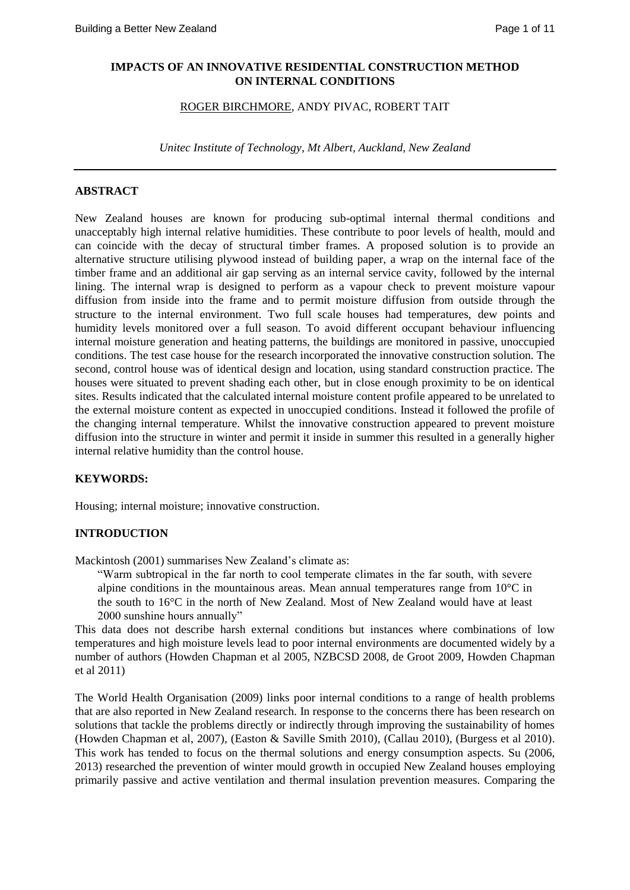# IMPACTS OF AN INNOVATIVE RESIDENTIAL CONSTRUCTION METHOD ON INTERNAL CONDITIONS

ROGER BIRCHMORE, ANDY PIVAC, ROBERT TAIT

*Unitec Institute of Technology, Mt Albert, Auckland, New Zealand*

## ABSTRACT

New Zealand houses are known for producing sub-optimal internal thermal conditions and unacceptably high internal relative humidities. These contribute to poor levels of health, mould and can coincide with the decay of structural timber frames. A proposed solution is to provide an alternative structure utilising plywood instead of building paper, a wrap on the internal face of the timber frame and an additional air gap serving as an internal service cavity, followed by the internal lining. The internal wrap is designed to perform as a vapour check to prevent moisture vapour diffusion from inside into the frame and to permit moisture diffusion from outside through the structure to the internal environment. Two full scale houses had temperatures, dew points and humidity levels monitored over a full season. To avoid different occupant behaviour influencing internal moisture generation and heating patterns, the buildings are monitored in passive, unoccupied conditions. The test case house for the research incorporated the innovative construction solution. The second, control house was of identical design and location, using standard construction practice. The houses were situated to prevent shading each other, but in close enough proximity to be on identical sites. Results indicated that the calculated internal moisture content profile appeared to be unrelated to the external moisture content as expected in unoccupied conditions. Instead it followed the profile of the changing internal temperature. Whilst the innovative construction appeared to prevent moisture diffusion into the structure in winter and permit it inside in summer this resulted in a generally higher internal relative humidity than the control house.

## KEYWORDS:

Housing; internal moisture; innovative construction.

## INTRODUCTION

Mackintosh (2001) summarises New Zealand's climate as:

> "Warm subtropical in the far north to cool temperate climates in the far south, with severe alpine conditions in the mountainous areas. Mean annual temperatures range from 10°C in the south to 16°C in the north of New Zealand. Most of New Zealand would have at least 2000 sunshine hours annually"

This data does not describe harsh external conditions but instances where combinations of low temperatures and high moisture levels lead to poor internal environments are documented widely by a number of authors (Howden Chapman et al 2005, NZBCSD 2008, de Groot 2009, Howden Chapman et al 2011)

The World Health Organisation (2009) links poor internal conditions to a range of health problems that are also reported in New Zealand research. In response to the concerns there has been research on solutions that tackle the problems directly or indirectly through improving the sustainability of homes (Howden Chapman et al, 2007), (Easton & Saville Smith 2010), (Callau 2010), (Burgess et al 2010). This work has tended to focus on the thermal solutions and energy consumption aspects. Su (2006, 2013) researched the prevention of winter mould growth in occupied New Zealand houses employing primarily passive and active ventilation and thermal insulation prevention measures. Comparing the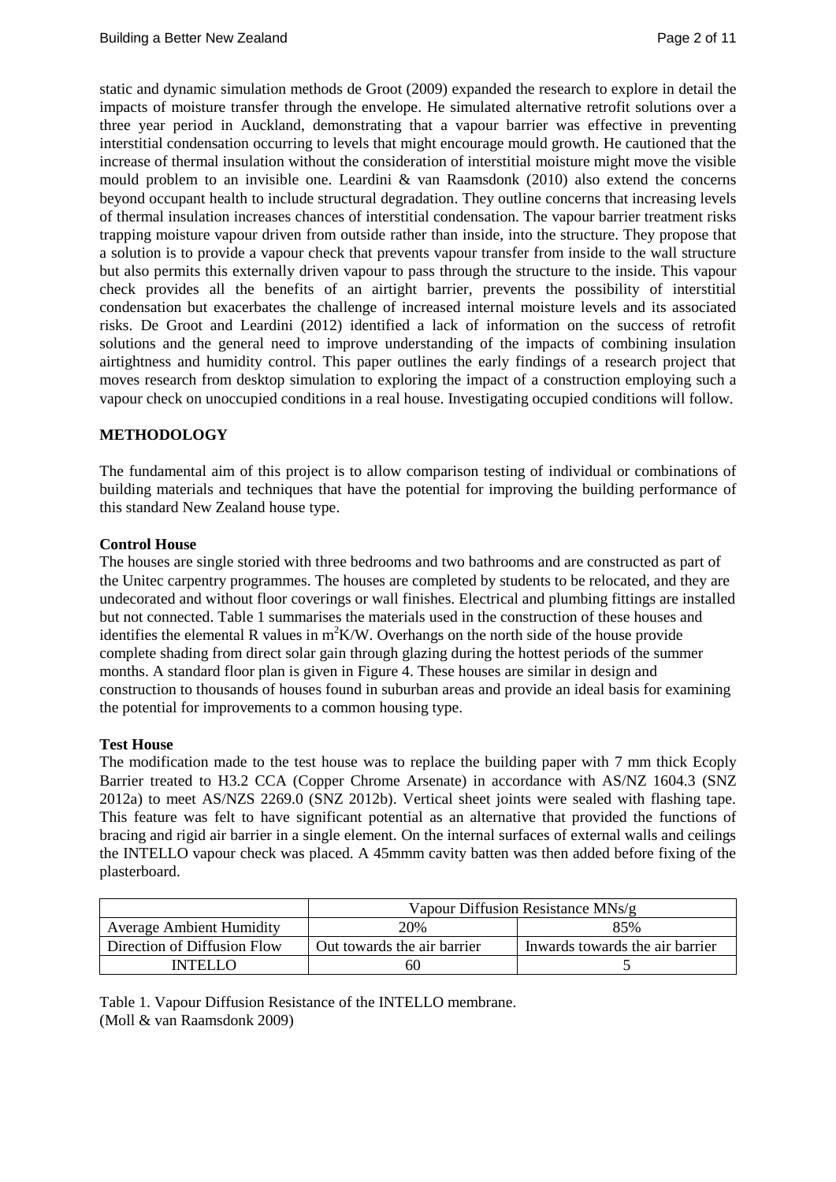static and dynamic simulation methods de Groot (2009) expanded the research to explore in detail the impacts of moisture transfer through the envelope. He simulated alternative retrofit solutions over a three year period in Auckland, demonstrating that a vapour barrier was effective in preventing interstitial condensation occurring to levels that might encourage mould growth. He cautioned that the increase of thermal insulation without the consideration of interstitial moisture might move the visible mould problem to an invisible one. Leardini & van Raamsdonk (2010) also extend the concerns beyond occupant health to include structural degradation. They outline concerns that increasing levels of thermal insulation increases chances of interstitial condensation. The vapour barrier treatment risks trapping moisture vapour driven from outside rather than inside, into the structure. They propose that a solution is to provide a vapour check that prevents vapour transfer from inside to the wall structure but also permits this externally driven vapour to pass through the structure to the inside. This vapour check provides all the benefits of an airtight barrier, prevents the possibility of interstitial condensation but exacerbates the challenge of increased internal moisture levels and its associated risks. De Groot and Leardini (2012) identified a lack of information on the success of retrofit solutions and the general need to improve understanding of the impacts of combining insulation airtightness and humidity control. This paper outlines the early findings of a research project that moves research from desktop simulation to exploring the impact of a construction employing such a vapour check on unoccupied conditions in a real house. Investigating occupied conditions will follow.

## METHODOLOGY

The fundamental aim of this project is to allow comparison testing of individual or combinations of building materials and techniques that have the potential for improving the building performance of this standard New Zealand house type.

### Control House

The houses are single storied with three bedrooms and two bathrooms and are constructed as part of the Unitec carpentry programmes. The houses are completed by students to be relocated, and they are undecorated and without floor coverings or wall finishes. Electrical and plumbing fittings are installed but not connected. Table 1 summarises the materials used in the construction of these houses and identifies the elemental R values in $m^2K/W$. Overhangs on the north side of the house provide complete shading from direct solar gain through glazing during the hottest periods of the summer months. A standard floor plan is given in Figure 4. These houses are similar in design and construction to thousands of houses found in suburban areas and provide an ideal basis for examining the potential for improvements to a common housing type.

### Test House

The modification made to the test house was to replace the building paper with 7 mm thick Ecoply Barrier treated to H3.2 CCA (Copper Chrome Arsenate) in accordance with AS/NZ 1604.3 (SNZ 2012a) to meet AS/NZS 2269.0 (SNZ 2012b). Vertical sheet joints were sealed with flashing tape. This feature was felt to have significant potential as an alternative that provided the functions of bracing and rigid air barrier in a single element. On the internal surfaces of external walls and ceilings the INTELLO vapour check was placed. A 45mmm cavity batten was then added before fixing of the plasterboard.

| | Vapour Diffusion Resistance MNs/g | |
|---|---|---|
| Average Ambient Humidity | 20% | 85% |
| Direction of Diffusion Flow | Out towards the air barrier | Inwards towards the air barrier |
| INTELLO | 60 | 5 |

Table 1. Vapour Diffusion Resistance of the INTELLO membrane.
(Moll & van Raamsdonk 2009)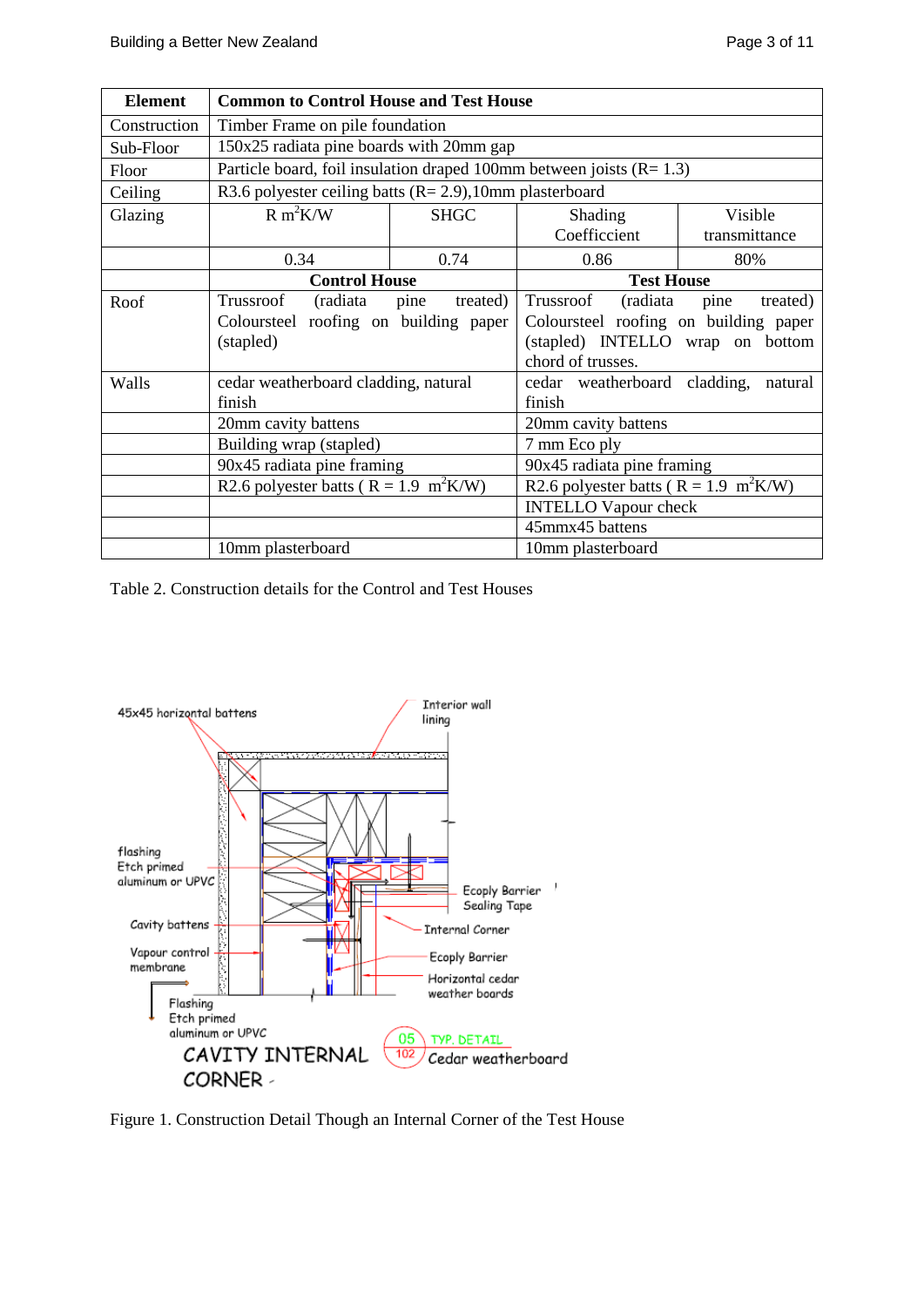| Element | Common to Control House and Test House | | | |
|---|---|---|---|---|
| Construction | Timber Frame on pile foundation | | | |
| Sub-Floor | 150x25 radiata pine boards with 20mm gap | | | |
| Floor | Particle board, foil insulation draped 100mm between joists (R= 1.3) | | | |
| Ceiling | R3.6 polyester ceiling batts (R= 2.9),10mm plasterboard | | | |
| Glazing | R $m^2K/W$ | SHGC | Shading Coefficcient | Visible transmittance |
| | 0.34 | 0.74 | 0.86 | 80% |
| | **Control House** | | **Test House** | |
| Roof | Trussroof (radiata pine treated) Coloursteel roofing on building paper (stapled) | | Trussroof (radiata pine treated) Coloursteel roofing on building paper (stapled) INTELLO wrap on bottom chord of trusses. | |
| Walls | cedar weatherboard cladding, natural finish | | cedar weatherboard cladding, natural finish | |
| | 20mm cavity battens | | 20mm cavity battens | |
| | Building wrap (stapled) | | 7 mm Eco ply | |
| | 90x45 radiata pine framing | | 90x45 radiata pine framing | |
| | R2.6 polyester batts ( R = 1.9 $m^2K/W$) | | R2.6 polyester batts ( R = 1.9 $m^2K/W$) | |
| | | | INTELLO Vapour check | |
| | | | 45mmx45 battens | |
| | 10mm plasterboard | | 10mm plasterboard | |

Table 2. Construction details for the Control and Test Houses

Figure 1. Construction Detail Though an Internal Corner of the Test House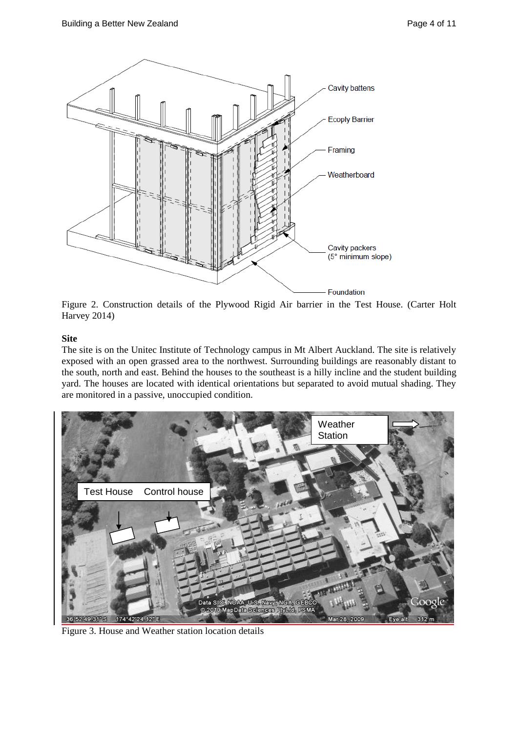Figure 2. Construction details of the Plywood Rigid Air barrier in the Test House. (Carter Holt Harvey 2014)

**Site**

The site is on the Unitec Institute of Technology campus in Mt Albert Auckland. The site is relatively exposed with an open grassed area to the northwest. Surrounding buildings are reasonably distant to the south, north and east. Behind the houses to the southeast is a hilly incline and the student building yard. The houses are located with identical orientations but separated to avoid mutual shading. They are monitored in a passive, unoccupied condition.

Figure 3. House and Weather station location details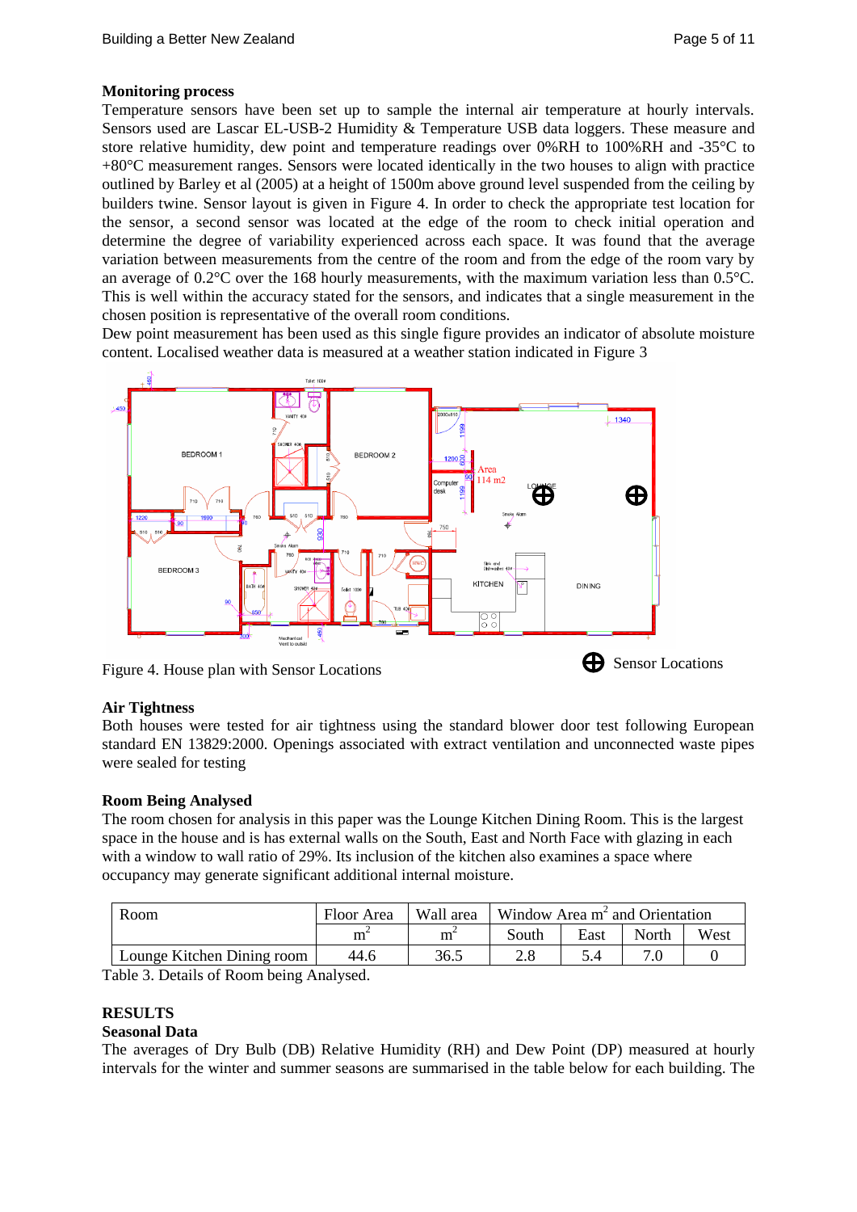**Monitoring process**

Temperature sensors have been set up to sample the internal air temperature at hourly intervals. Sensors used are Lascar EL-USB-2 Humidity & Temperature USB data loggers. These measure and store relative humidity, dew point and temperature readings over 0%RH to 100%RH and -35°C to +80°C measurement ranges. Sensors were located identically in the two houses to align with practice outlined by Barley et al (2005) at a height of 1500m above ground level suspended from the ceiling by builders twine. Sensor layout is given in Figure 4. In order to check the appropriate test location for the sensor, a second sensor was located at the edge of the room to check initial operation and determine the degree of variability experienced across each space. It was found that the average variation between measurements from the centre of the room and from the edge of the room vary by an average of 0.2°C over the 168 hourly measurements, with the maximum variation less than 0.5°C. This is well within the accuracy stated for the sensors, and indicates that a single measurement in the chosen position is representative of the overall room conditions.

Dew point measurement has been used as this single figure provides an indicator of absolute moisture content. Localised weather data is measured at a weather station indicated in Figure 3

Figure 4. House plan with Sensor Locations

Sensor Locations

**Air Tightness**

Both houses were tested for air tightness using the standard blower door test following European standard EN 13829:2000. Openings associated with extract ventilation and unconnected waste pipes were sealed for testing

**Room Being Analysed**

The room chosen for analysis in this paper was the Lounge Kitchen Dining Room. This is the largest space in the house and is has external walls on the South, East and North Face with glazing in each with a window to wall ratio of 29%. Its inclusion of the kitchen also examines a space where occupancy may generate significant additional internal moisture.

| Room | Floor Area | Wall area | Window Area $m^2$ and Orientation | | | |
|---|---|---|---|---|---|---|
| | $m^2$ | $m^2$ | South | East | North | West |
| Lounge Kitchen Dining room | 44.6 | 36.5 | 2.8 | 5.4 | 7.0 | 0 |

Table 3. Details of Room being Analysed.

## RESULTS

**Seasonal Data**

The averages of Dry Bulb (DB) Relative Humidity (RH) and Dew Point (DP) measured at hourly intervals for the winter and summer seasons are summarised in the table below for each building. The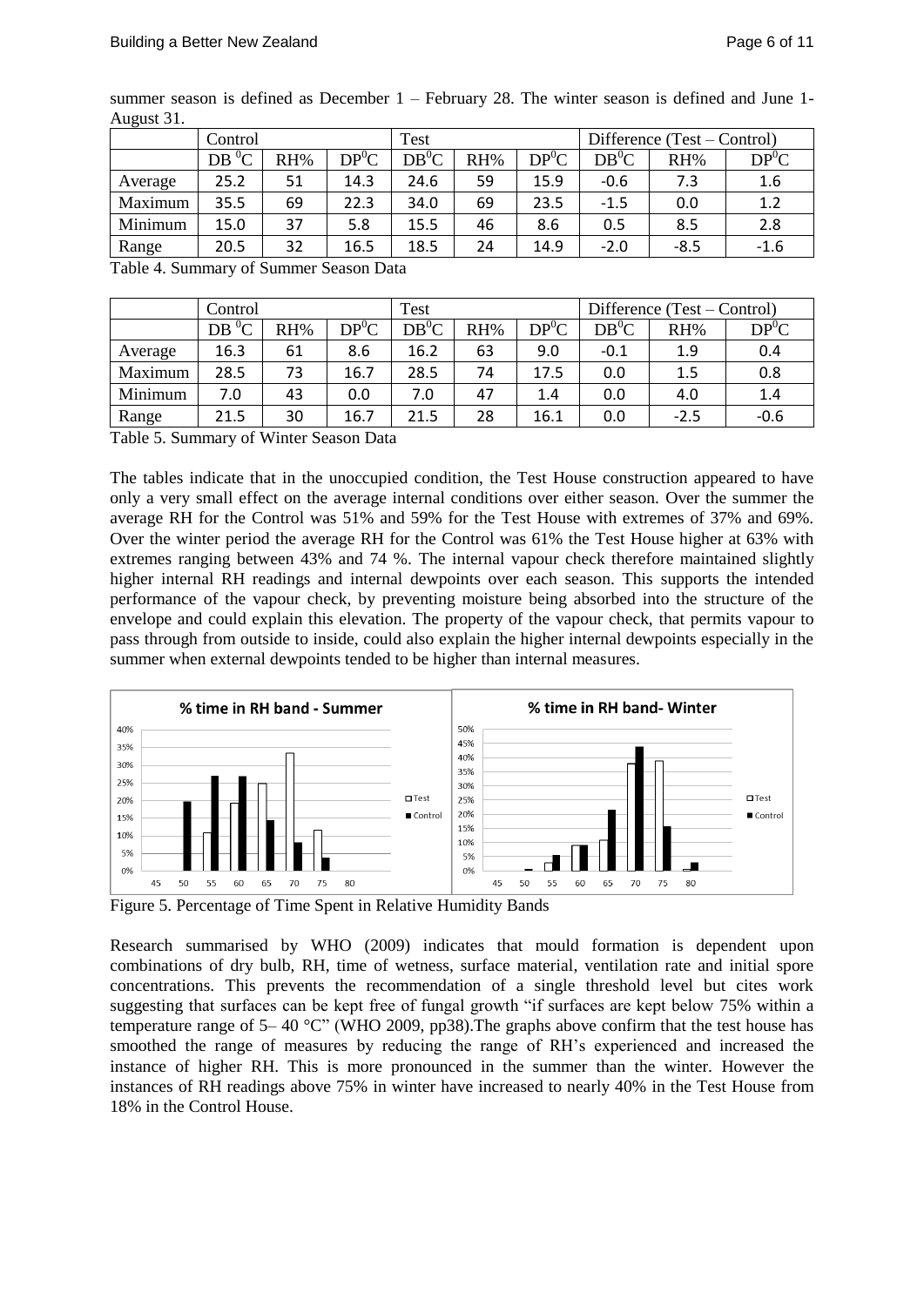summer season is defined as December 1 – February 28. The winter season is defined and June 1- August 31.

| | Control | | | Test | | | Difference (Test – Control) | | |
|---|---|---|---|---|---|---|---|---|---|
| | DB $^0$C | RH% | DP$^0$C | DB$^0$C | RH% | DP$^0$C | DB$^0$C | RH% | DP$^0$C |
| Average | 25.2 | 51 | 14.3 | 24.6 | 59 | 15.9 | -0.6 | 7.3 | 1.6 |
| Maximum | 35.5 | 69 | 22.3 | 34.0 | 69 | 23.5 | -1.5 | 0.0 | 1.2 |
| Minimum | 15.0 | 37 | 5.8 | 15.5 | 46 | 8.6 | 0.5 | 8.5 | 2.8 |
| Range | 20.5 | 32 | 16.5 | 18.5 | 24 | 14.9 | -2.0 | -8.5 | -1.6 |

Table 4. Summary of Summer Season Data

| | Control | | | Test | | | Difference (Test – Control) | | |
|---|---|---|---|---|---|---|---|---|---|
| | DB $^0$C | RH% | DP$^0$C | DB$^0$C | RH% | DP$^0$C | DB$^0$C | RH% | DP$^0$C |
| Average | 16.3 | 61 | 8.6 | 16.2 | 63 | 9.0 | -0.1 | 1.9 | 0.4 |
| Maximum | 28.5 | 73 | 16.7 | 28.5 | 74 | 17.5 | 0.0 | 1.5 | 0.8 |
| Minimum | 7.0 | 43 | 0.0 | 7.0 | 47 | 1.4 | 0.0 | 4.0 | 1.4 |
| Range | 21.5 | 30 | 16.7 | 21.5 | 28 | 16.1 | 0.0 | -2.5 | -0.6 |

Table 5. Summary of Winter Season Data

The tables indicate that in the unoccupied condition, the Test House construction appeared to have only a very small effect on the average internal conditions over either season. Over the summer the average RH for the Control was 51% and 59% for the Test House with extremes of 37% and 69%. Over the winter period the average RH for the Control was 61% the Test House higher at 63% with extremes ranging between 43% and 74 %. The internal vapour check therefore maintained slightly higher internal RH readings and internal dewpoints over each season. This supports the intended performance of the vapour check, by preventing moisture being absorbed into the structure of the envelope and could explain this elevation. The property of the vapour check, that permits vapour to pass through from outside to inside, could also explain the higher internal dewpoints especially in the summer when external dewpoints tended to be higher than internal measures.

Figure 5. Percentage of Time Spent in Relative Humidity Bands

Research summarised by WHO (2009) indicates that mould formation is dependent upon combinations of dry bulb, RH, time of wetness, surface material, ventilation rate and initial spore concentrations. This prevents the recommendation of a single threshold level but cites work suggesting that surfaces can be kept free of fungal growth "if surfaces are kept below 75% within a temperature range of 5– 40 °C" (WHO 2009, pp38).The graphs above confirm that the test house has smoothed the range of measures by reducing the range of RH's experienced and increased the instance of higher RH. This is more pronounced in the summer than the winter. However the instances of RH readings above 75% in winter have increased to nearly 40% in the Test House from 18% in the Control House.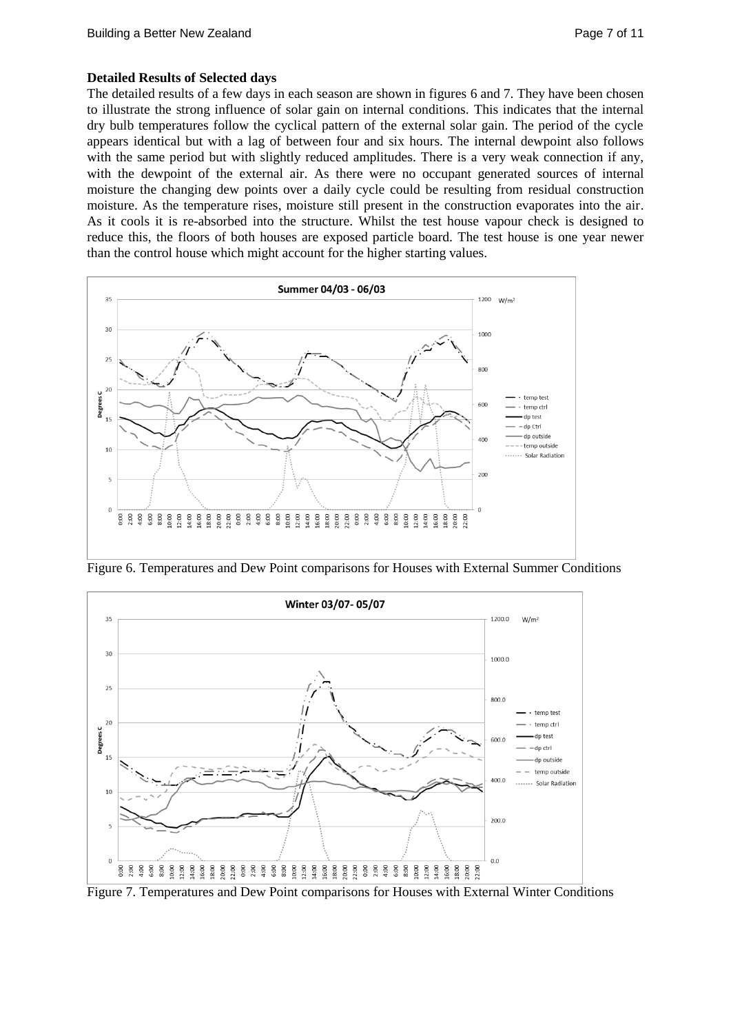**Detailed Results of Selected days**

The detailed results of a few days in each season are shown in figures 6 and 7. They have been chosen to illustrate the strong influence of solar gain on internal conditions. This indicates that the internal dry bulb temperatures follow the cyclical pattern of the external solar gain. The period of the cycle appears identical but with a lag of between four and six hours. The internal dewpoint also follows with the same period but with slightly reduced amplitudes. There is a very weak connection if any, with the dewpoint of the external air. As there were no occupant generated sources of internal moisture the changing dew points over a daily cycle could be resulting from residual construction moisture. As the temperature rises, moisture still present in the construction evaporates into the air. As it cools it is re-absorbed into the structure. Whilst the test house vapour check is designed to reduce this, the floors of both houses are exposed particle board. The test house is one year newer than the control house which might account for the higher starting values.

Figure 6. Temperatures and Dew Point comparisons for Houses with External Summer Conditions

Figure 7. Temperatures and Dew Point comparisons for Houses with External Winter Conditions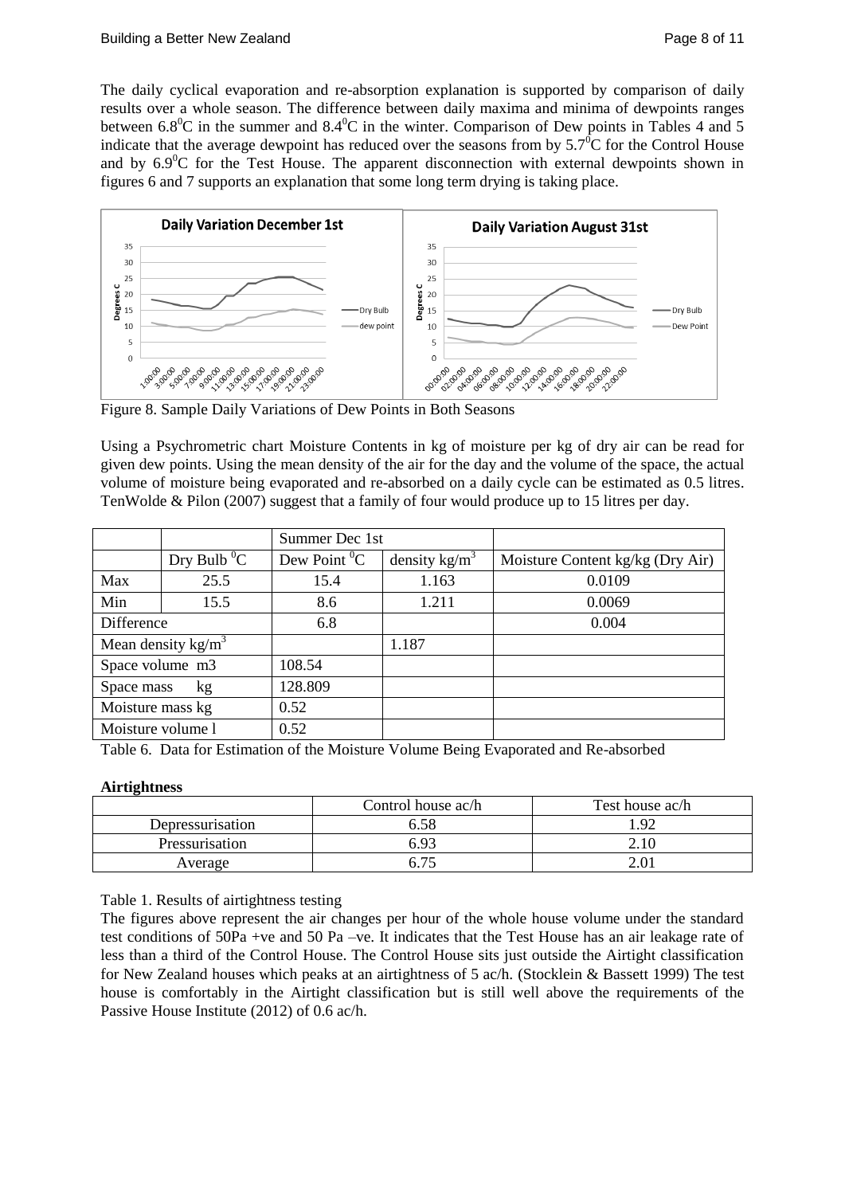The daily cyclical evaporation and re-absorption explanation is supported by comparison of daily results over a whole season. The difference between daily maxima and minima of dewpoints ranges between 6.8$^0$C in the summer and 8.4$^0$C in the winter. Comparison of Dew points in Tables 4 and 5 indicate that the average dewpoint has reduced over the seasons from by 5.7$^0$C for the Control House and by 6.9$^0$C for the Test House. The apparent disconnection with external dewpoints shown in figures 6 and 7 supports an explanation that some long term drying is taking place.

Figure 8. Sample Daily Variations of Dew Points in Both Seasons

Using a Psychrometric chart Moisture Contents in kg of moisture per kg of dry air can be read for given dew points. Using the mean density of the air for the day and the volume of the space, the actual volume of moisture being evaporated and re-absorbed on a daily cycle can be estimated as 0.5 litres. TenWolde & Pilon (2007) suggest that a family of four would produce up to 15 litres per day.

| | | Summer Dec 1st | | |
|---|---|---|---|---|
| | Dry Bulb $^0$C | Dew Point $^0$C | density kg/m$^3$ | Moisture Content kg/kg (Dry Air) |
| Max | 25.5 | 15.4 | 1.163 | 0.0109 |
| Min | 15.5 | 8.6 | 1.211 | 0.0069 |
| Difference | | 6.8 | | 0.004 |
| Mean density kg/m$^3$ | | | 1.187 | |
| Space volume m3 | | 108.54 | | |
| Space mass kg | | 128.809 | | |
| Moisture mass kg | | 0.52 | | |
| Moisture volume l | | 0.52 | | |

Table 6. Data for Estimation of the Moisture Volume Being Evaporated and Re-absorbed

**Airtightness**

| | Control house ac/h | Test house ac/h |
|---|---|---|
| Depressurisation | 6.58 | 1.92 |
| Pressurisation | 6.93 | 2.10 |
| Average | 6.75 | 2.01 |

Table 1. Results of airtightness testing

The figures above represent the air changes per hour of the whole house volume under the standard test conditions of 50Pa +ve and 50 Pa –ve. It indicates that the Test House has an air leakage rate of less than a third of the Control House. The Control House sits just outside the Airtight classification for New Zealand houses which peaks at an airtightness of 5 ac/h. (Stocklein & Bassett 1999) The test house is comfortably in the Airtight classification but is still well above the requirements of the Passive House Institute (2012) of 0.6 ac/h.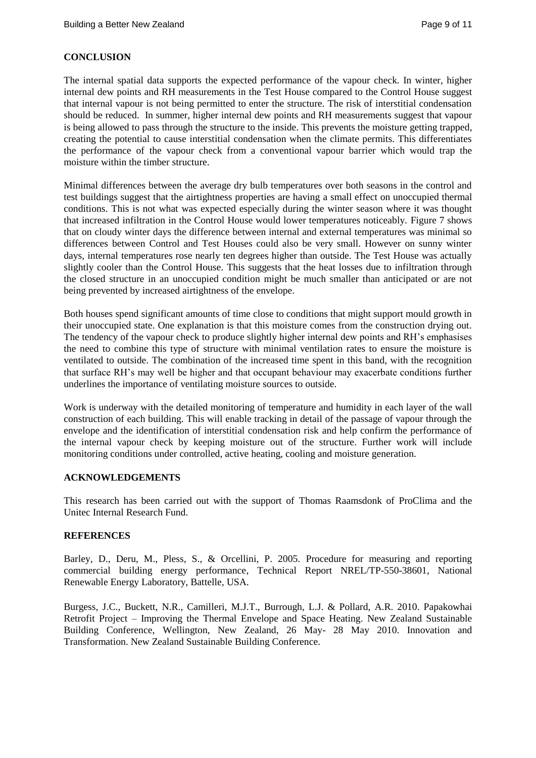## CONCLUSION

The internal spatial data supports the expected performance of the vapour check. In winter, higher internal dew points and RH measurements in the Test House compared to the Control House suggest that internal vapour is not being permitted to enter the structure. The risk of interstitial condensation should be reduced. In summer, higher internal dew points and RH measurements suggest that vapour is being allowed to pass through the structure to the inside. This prevents the moisture getting trapped, creating the potential to cause interstitial condensation when the climate permits. This differentiates the performance of the vapour check from a conventional vapour barrier which would trap the moisture within the timber structure.

Minimal differences between the average dry bulb temperatures over both seasons in the control and test buildings suggest that the airtightness properties are having a small effect on unoccupied thermal conditions. This is not what was expected especially during the winter season where it was thought that increased infiltration in the Control House would lower temperatures noticeably. Figure 7 shows that on cloudy winter days the difference between internal and external temperatures was minimal so differences between Control and Test Houses could also be very small. However on sunny winter days, internal temperatures rose nearly ten degrees higher than outside. The Test House was actually slightly cooler than the Control House. This suggests that the heat losses due to infiltration through the closed structure in an unoccupied condition might be much smaller than anticipated or are not being prevented by increased airtightness of the envelope.

Both houses spend significant amounts of time close to conditions that might support mould growth in their unoccupied state. One explanation is that this moisture comes from the construction drying out. The tendency of the vapour check to produce slightly higher internal dew points and RH's emphasises the need to combine this type of structure with minimal ventilation rates to ensure the moisture is ventilated to outside. The combination of the increased time spent in this band, with the recognition that surface RH's may well be higher and that occupant behaviour may exacerbate conditions further underlines the importance of ventilating moisture sources to outside.

Work is underway with the detailed monitoring of temperature and humidity in each layer of the wall construction of each building. This will enable tracking in detail of the passage of vapour through the envelope and the identification of interstitial condensation risk and help confirm the performance of the internal vapour check by keeping moisture out of the structure. Further work will include monitoring conditions under controlled, active heating, cooling and moisture generation.

## ACKNOWLEDGEMENTS

This research has been carried out with the support of Thomas Raamsdonk of ProClima and the Unitec Internal Research Fund.

## REFERENCES

Barley, D., Deru, M., Pless, S., & Orcellini, P. 2005. Procedure for measuring and reporting commercial building energy performance, Technical Report NREL/TP-550-38601, National Renewable Energy Laboratory, Battelle, USA.

Burgess, J.C., Buckett, N.R., Camilleri, M.J.T., Burrough, L.J. & Pollard, A.R. 2010. Papakowhai Retrofit Project – Improving the Thermal Envelope and Space Heating. New Zealand Sustainable Building Conference, Wellington, New Zealand, 26 May- 28 May 2010. Innovation and Transformation. New Zealand Sustainable Building Conference.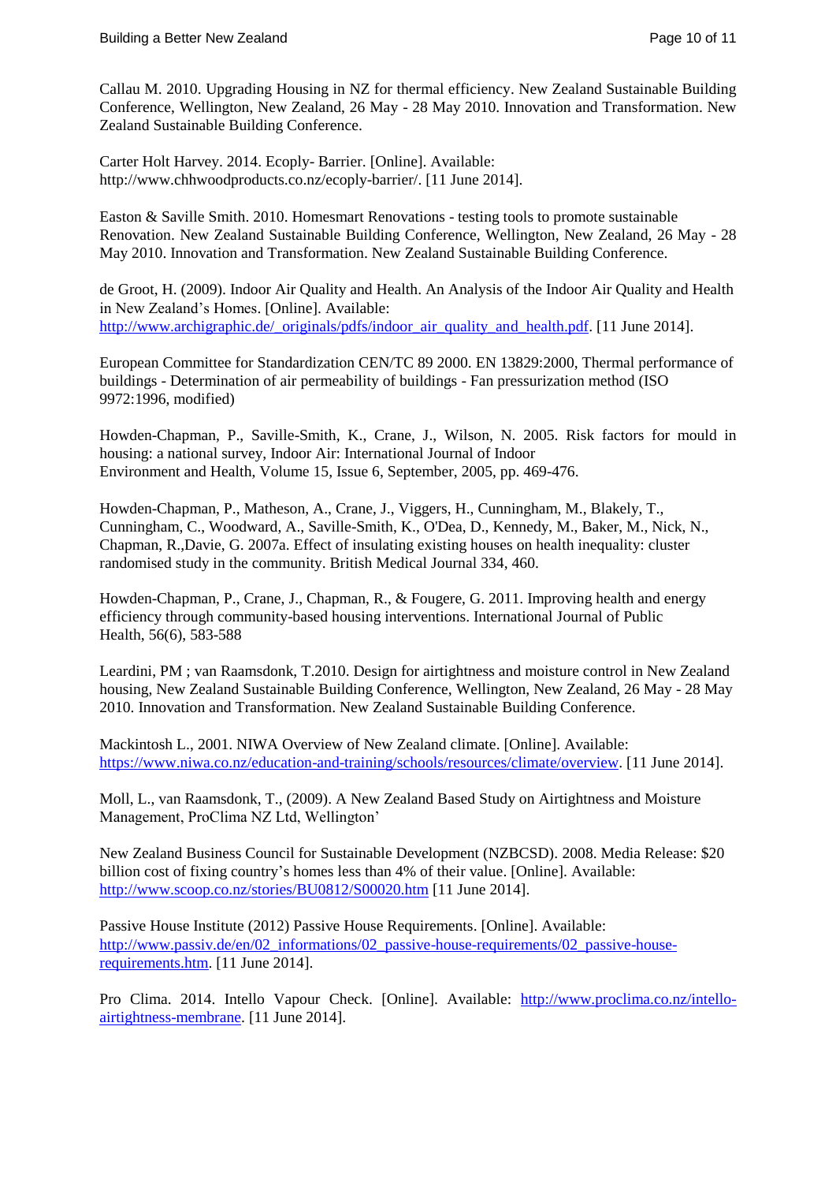Callau M. 2010. Upgrading Housing in NZ for thermal efficiency. New Zealand Sustainable Building Conference, Wellington, New Zealand, 26 May - 28 May 2010. Innovation and Transformation. New Zealand Sustainable Building Conference.

Carter Holt Harvey. 2014. Ecoply- Barrier. [Online]. Available: http://www.chhwoodproducts.co.nz/ecoply-barrier/. [11 June 2014].

Easton & Saville Smith. 2010. Homesmart Renovations - testing tools to promote sustainable Renovation. New Zealand Sustainable Building Conference, Wellington, New Zealand, 26 May - 28 May 2010. Innovation and Transformation. New Zealand Sustainable Building Conference.

de Groot, H. (2009). Indoor Air Quality and Health. An Analysis of the Indoor Air Quality and Health in New Zealand's Homes. [Online]. Available: http://www.archigraphic.de/_originals/pdfs/indoor_air_quality_and_health.pdf. [11 June 2014].

European Committee for Standardization CEN/TC 89 2000. EN 13829:2000, Thermal performance of buildings - Determination of air permeability of buildings - Fan pressurization method (ISO 9972:1996, modified)

Howden-Chapman, P., Saville-Smith, K., Crane, J., Wilson, N. 2005. Risk factors for mould in housing: a national survey, Indoor Air: International Journal of Indoor Environment and Health, Volume 15, Issue 6, September, 2005, pp. 469-476.

Howden-Chapman, P., Matheson, A., Crane, J., Viggers, H., Cunningham, M., Blakely, T., Cunningham, C., Woodward, A., Saville-Smith, K., O'Dea, D., Kennedy, M., Baker, M., Nick, N., Chapman, R.,Davie, G. 2007a. Effect of insulating existing houses on health inequality: cluster randomised study in the community. British Medical Journal 334, 460.

Howden-Chapman, P., Crane, J., Chapman, R., & Fougere, G. 2011. Improving health and energy efficiency through community-based housing interventions. International Journal of Public Health, 56(6), 583-588

Leardini, PM ; van Raamsdonk, T.2010. Design for airtightness and moisture control in New Zealand housing, New Zealand Sustainable Building Conference, Wellington, New Zealand, 26 May - 28 May 2010. Innovation and Transformation. New Zealand Sustainable Building Conference.

Mackintosh L., 2001. NIWA Overview of New Zealand climate. [Online]. Available: https://www.niwa.co.nz/education-and-training/schools/resources/climate/overview. [11 June 2014].

Moll, L., van Raamsdonk, T., (2009). A New Zealand Based Study on Airtightness and Moisture Management, ProClima NZ Ltd, Wellington'

New Zealand Business Council for Sustainable Development (NZBCSD). 2008. Media Release: $20 billion cost of fixing country's homes less than 4% of their value. [Online]. Available: http://www.scoop.co.nz/stories/BU0812/S00020.htm [11 June 2014].

Passive House Institute (2012) Passive House Requirements. [Online]. Available: http://www.passiv.de/en/02_informations/02_passive-house-requirements/02_passive-house-requirements.htm. [11 June 2014].

Pro Clima. 2014. Intello Vapour Check. [Online]. Available: http://www.proclima.co.nz/intello-airtightness-membrane. [11 June 2014].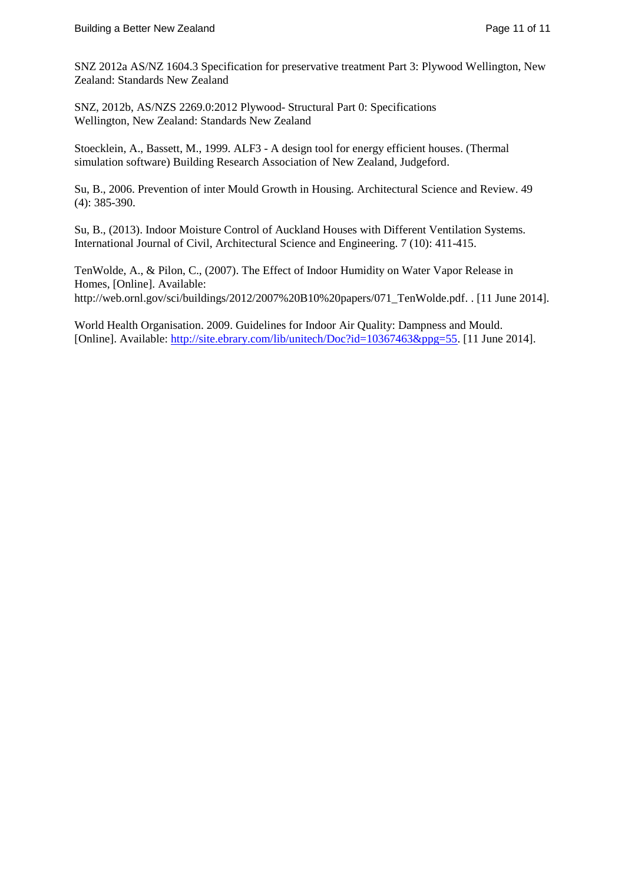SNZ 2012a AS/NZ 1604.3 Specification for preservative treatment Part 3: Plywood Wellington, New Zealand: Standards New Zealand

SNZ, 2012b, AS/NZS 2269.0:2012 Plywood- Structural Part 0: Specifications Wellington, New Zealand: Standards New Zealand

Stoecklein, A., Bassett, M., 1999. ALF3 - A design tool for energy efficient houses. (Thermal simulation software) Building Research Association of New Zealand, Judgeford.

Su, B., 2006. Prevention of inter Mould Growth in Housing. Architectural Science and Review. 49 (4): 385-390.

Su, B., (2013). Indoor Moisture Control of Auckland Houses with Different Ventilation Systems. International Journal of Civil, Architectural Science and Engineering. 7 (10): 411-415.

TenWolde, A., & Pilon, C., (2007). The Effect of Indoor Humidity on Water Vapor Release in Homes, [Online]. Available: http://web.ornl.gov/sci/buildings/2012/2007%20B10%20papers/071_TenWolde.pdf. . [11 June 2014].

World Health Organisation. 2009. Guidelines for Indoor Air Quality: Dampness and Mould. [Online]. Available: [http://site.ebrary.com/lib/unitech/Doc?id=10367463&ppg=55](http://site.ebrary.com/lib/unitech/Doc?id=10367463&ppg=55). [11 June 2014].